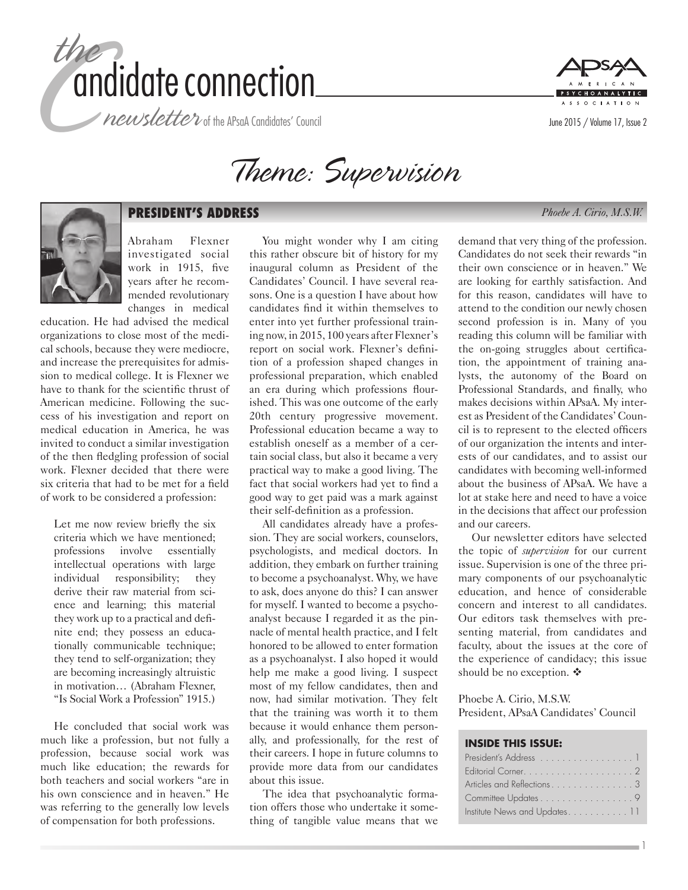# the candidate connection

*newsletter* of the APsaA Candidates' Council

# Theme: Supervision

## PRESIDENT'S ADDRESS

*Phoebe A. Cirio, M.S.W.*

Abraham Flexner investigated social work in 1915, five years after he recommended revolutionary changes in medical education. He had advised the medical organizations to close most of the medical schools, because they were mediocre, and increase the prerequisites for admission to medical college. It is Flexner we have to thank for the scientific thrust of American medicine. Following the success of his investigation and report on medical education in America, he was invited to conduct a similar investigation of the then fledgling profession of social work. Flexner decided that there were six criteria that had to be met for a field of work to be considered a profession:

> Let me now review briefly the six criteria which we have mentioned; professions involve essentially intellectual operations with large individual responsibility; they derive their raw material from science and learning; this material they work up to a practical and definite end; they possess an educationally communicable technique; they tend to self-organization; they are becoming increasingly altruistic in motivation… (Abraham Flexner, "Is Social Work a Profession" 1915.)

He concluded that social work was much like a profession, but not fully a profession, because social work was much like education; the rewards for both teachers and social workers "are in his own conscience and in heaven." He was referring to the generally low levels of compensation for both professions.

You might wonder why I am citing this rather obscure bit of history for my inaugural column as President of the Candidates' Council. I have several reasons. One is a question I have about how candidates find it within themselves to enter into yet further professional training now, in 2015, 100 years after Flexner's report on social work. Flexner's definition of a profession shaped changes in professional preparation, which enabled an era during which professions flourished. This was one outcome of the early 20th century progressive movement. Professional education became a way to establish oneself as a member of a certain social class, but also it became a very practical way to make a good living. The fact that social workers had yet to find a good way to get paid was a mark against their self-definition as a profession.

All candidates already have a profession. They are social workers, counselors, psychologists, and medical doctors. In addition, they embark on further training to become a psychoanalyst. Why, we have to ask, does anyone do this? I can answer for myself. I wanted to become a psychoanalyst because I regarded it as the pinnacle of mental health practice, and I felt honored to be allowed to enter formation as a psychoanalyst. I also hoped it would help me make a good living. I suspect most of my fellow candidates, then and now, had similar motivation. They felt that the training was worth it to them because it would enhance them personally, and professionally, for the rest of their careers. I hope in future columns to provide more data from our candidates about this issue.

The idea that psychoanalytic formation offers those who undertake it something of tangible value means that we demand that very thing of the profession. Candidates do not seek their rewards "in their own conscience or in heaven." We are looking for earthly satisfaction. And for this reason, candidates will have to attend to the condition our newly chosen second profession is in. Many of you reading this column will be familiar with the on-going struggles about certification, the appointment of training analysts, the autonomy of the Board on Professional Standards, and finally, who makes decisions within APsaA. My interest as President of the Candidates' Council is to represent to the elected officers of our organization the intents and interests of our candidates, and to assist our candidates with becoming well-informed about the business of APsaA. We have a lot at stake here and need to have a voice in the decisions that affect our profession and our careers.

Our newsletter editors have selected the topic of *supervision* for our current issue. Supervision is one of the three primary components of our psychoanalytic education, and hence of considerable concern and interest to all candidates. Our editors task themselves with presenting material, from candidates and faculty, about the issues at the core of the experience of candidacy; this issue should be no exception. ❖

Phoebe A. Cirio, M.S.W.
President, APsaA Candidates' Council

### INSIDE THIS ISSUE:

| | |
|---|---|
| President's Address | 1 |
| Editorial Corner | 2 |
| Articles and Reflections | 3 |
| Committee Updates | 9 |
| Institute News and Updates | 11 |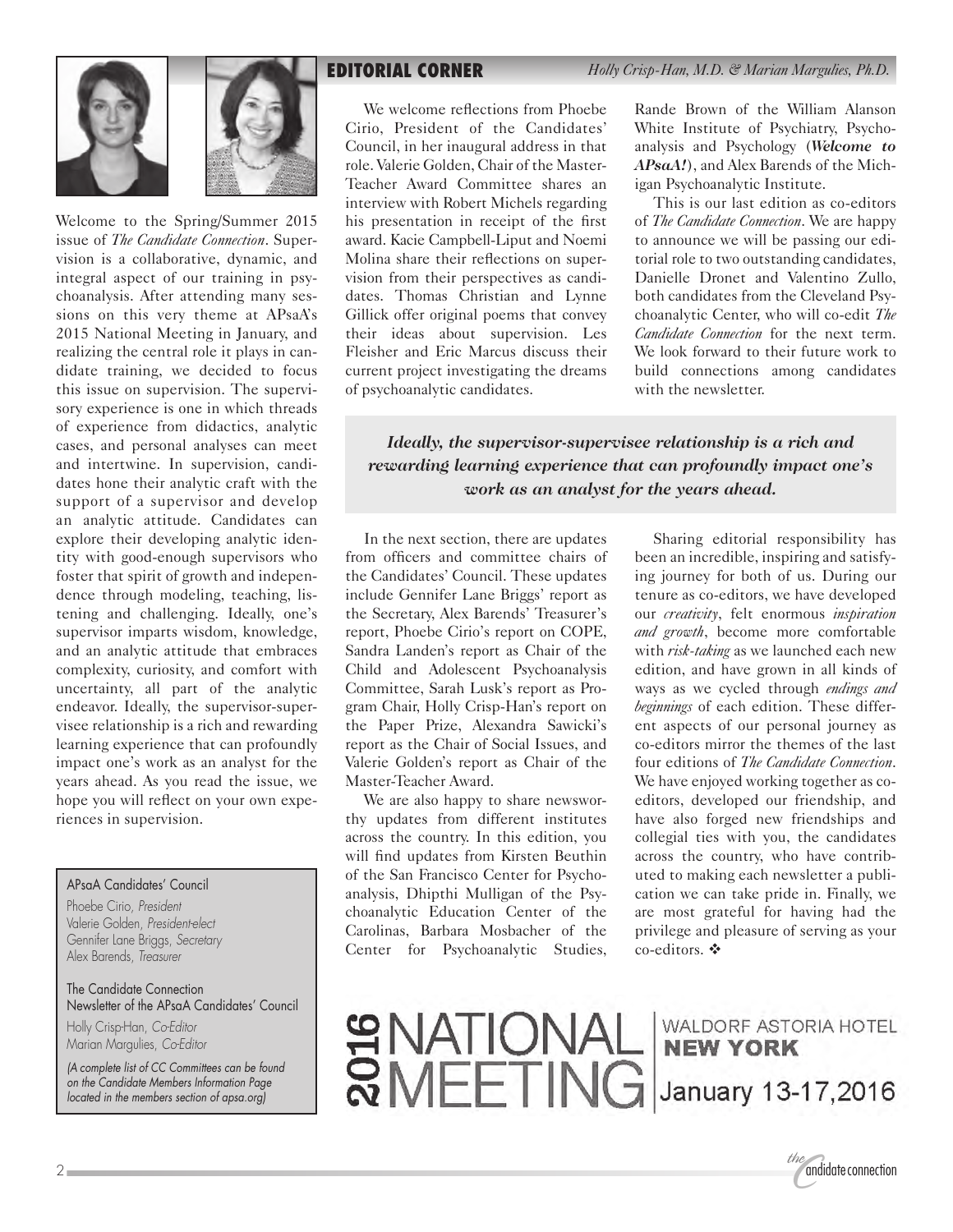## EDITORIAL CORNER

*Holly Crisp-Han, M.D. & Marian Margulies, Ph.D.*

Welcome to the Spring/Summer 2015 issue of *The Candidate Connection*. Supervision is a collaborative, dynamic, and integral aspect of our training in psychoanalysis. After attending many sessions on this very theme at APsaA's 2015 National Meeting in January, and realizing the central role it plays in candidate training, we decided to focus this issue on supervision. The supervisory experience is one in which threads of experience from didactics, analytic cases, and personal analyses can meet and intertwine. In supervision, candidates hone their analytic craft with the support of a supervisor and develop an analytic attitude. Candidates can explore their developing analytic identity with good-enough supervisors who foster that spirit of growth and independence through modeling, teaching, listening and challenging. Ideally, one's supervisor imparts wisdom, knowledge, and an analytic attitude that embraces complexity, curiosity, and comfort with uncertainty, all part of the analytic endeavor. Ideally, the supervisor-supervisee relationship is a rich and rewarding learning experience that can profoundly impact one's work as an analyst for the years ahead. As you read the issue, we hope you will reflect on your own experiences in supervision.

We welcome reflections from Phoebe Cirio, President of the Candidates' Council, in her inaugural address in that role. Valerie Golden, Chair of the Master-Teacher Award Committee shares an interview with Robert Michels regarding his presentation in receipt of the first award. Kacie Campbell-Liput and Noemi Molina share their reflections on supervision from their perspectives as candidates. Thomas Christian and Lynne Gillick offer original poems that convey their ideas about supervision. Les Fleisher and Eric Marcus discuss their current project investigating the dreams of psychoanalytic candidates.

*Ideally, the supervisor-supervisee relationship is a rich and rewarding learning experience that can profoundly impact one's work as an analyst for the years ahead.*

In the next section, there are updates from officers and committee chairs of the Candidates' Council. These updates include Gennifer Lane Briggs' report as the Secretary, Alex Barends' Treasurer's report, Phoebe Cirio's report on COPE, Sandra Landen's report as Chair of the Child and Adolescent Psychoanalysis Committee, Sarah Lusk's report as Program Chair, Holly Crisp-Han's report on the Paper Prize, Alexandra Sawicki's report as the Chair of Social Issues, and Valerie Golden's report as Chair of the Master-Teacher Award.

We are also happy to share newsworthy updates from different institutes across the country. In this edition, you will find updates from Kirsten Beuthin of the San Francisco Center for Psychoanalysis, Dhipthi Mulligan of the Psychoanalytic Education Center of the Carolinas, Barbara Mosbacher of the Center for Psychoanalytic Studies, Rande Brown of the William Alanson White Institute of Psychiatry, Psychoanalysis and Psychology (***Welcome to APsaA!***), and Alex Barends of the Michigan Psychoanalytic Institute.

This is our last edition as co-editors of *The Candidate Connection*. We are happy to announce we will be passing our editorial role to two outstanding candidates, Danielle Dronet and Valentino Zullo, both candidates from the Cleveland Psychoanalytic Center, who will co-edit *The Candidate Connection* for the next term. We look forward to their future work to build connections among candidates with the newsletter.

Sharing editorial responsibility has been an incredible, inspiring and satisfying journey for both of us. During our tenure as co-editors, we have developed our *creativity*, felt enormous *inspiration and growth*, become more comfortable with *risk-taking* as we launched each new edition, and have grown in all kinds of ways as we cycled through *endings and beginnings* of each edition. These different aspects of our personal journey as co-editors mirror the themes of the last four editions of *The Candidate Connection*. We have enjoyed working together as co-editors, developed our friendship, and have also forged new friendships and collegial ties with you, the candidates across the country, who have contributed to making each newsletter a publication we can take pride in. Finally, we are most grateful for having had the privilege and pleasure of serving as your co-editors. ❖

APsaA Candidates' Council

Phoebe Cirio, *President*
Valerie Golden, *President-elect*
Gennifer Lane Briggs, *Secretary*
Alex Barends, *Treasurer*

The Candidate Connection
Newsletter of the APsaA Candidates' Council

Holly Crisp-Han, *Co-Editor*
Marian Margulies, *Co-Editor*

*(A complete list of CC Committees can be found on the Candidate Members Information Page located in the members section of apsa.org)*

2016 NATIONAL MEETING — WALDORF ASTORIA HOTEL **NEW YORK** January 13-17, 2016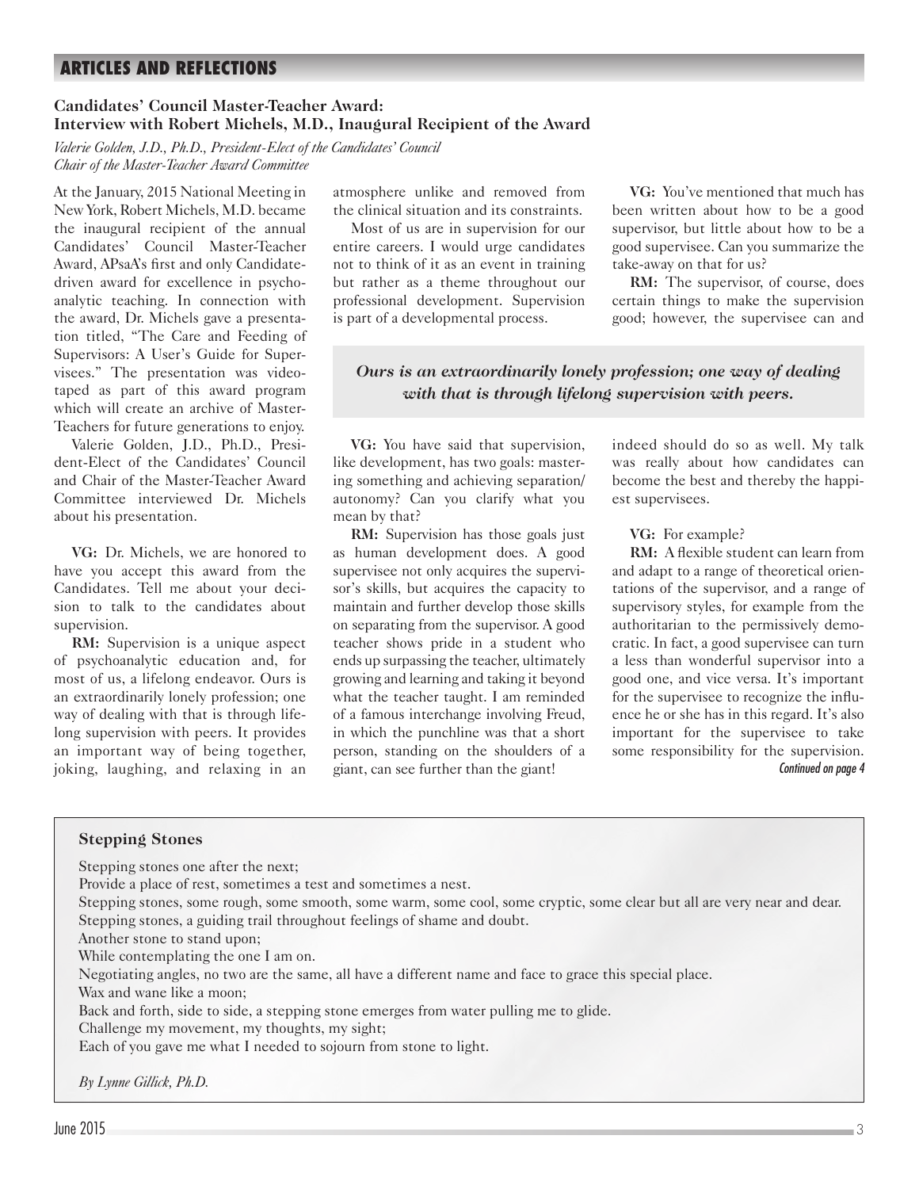## ARTICLES AND REFLECTIONS

### Candidates' Council Master-Teacher Award: Interview with Robert Michels, M.D., Inaugural Recipient of the Award

*Valerie Golden, J.D., Ph.D., President-Elect of the Candidates' Council*
*Chair of the Master-Teacher Award Committee*

At the January, 2015 National Meeting in New York, Robert Michels, M.D. became the inaugural recipient of the annual Candidates' Council Master-Teacher Award, APsaA's first and only Candidate-driven award for excellence in psychoanalytic teaching. In connection with the award, Dr. Michels gave a presentation titled, "The Care and Feeding of Supervisors: A User's Guide for Supervisees." The presentation was videotaped as part of this award program which will create an archive of Master-Teachers for future generations to enjoy.

Valerie Golden, J.D., Ph.D., President-Elect of the Candidates' Council and Chair of the Master-Teacher Award Committee interviewed Dr. Michels about his presentation.

**VG:** Dr. Michels, we are honored to have you accept this award from the Candidates. Tell me about your decision to talk to the candidates about supervision.

**RM:** Supervision is a unique aspect of psychoanalytic education and, for most of us, a lifelong endeavor. Ours is an extraordinarily lonely profession; one way of dealing with that is through lifelong supervision with peers. It provides an important way of being together, joking, laughing, and relaxing in an atmosphere unlike and removed from the clinical situation and its constraints.

Most of us are in supervision for our entire careers. I would urge candidates not to think of it as an event in training but rather as a theme throughout our professional development. Supervision is part of a developmental process.

> ***Ours is an extraordinarily lonely profession; one way of dealing with that is through lifelong supervision with peers.***

**VG:** You have said that supervision, like development, has two goals: mastering something and achieving separation/autonomy? Can you clarify what you mean by that?

**RM:** Supervision has those goals just as human development does. A good supervisee not only acquires the supervisor's skills, but acquires the capacity to maintain and further develop those skills on separating from the supervisor. A good teacher shows pride in a student who ends up surpassing the teacher, ultimately growing and learning and taking it beyond what the teacher taught. I am reminded of a famous interchange involving Freud, in which the punchline was that a short person, standing on the shoulders of a giant, can see further than the giant!

**VG:** You've mentioned that much has been written about how to be a good supervisor, but little about how to be a good supervisee. Can you summarize the take-away on that for us?

**RM:** The supervisor, of course, does certain things to make the supervision good; however, the supervisee can and indeed should do so as well. My talk was really about how candidates can become the best and thereby the happiest supervisees.

**VG:** For example?

**RM:** A flexible student can learn from and adapt to a range of theoretical orientations of the supervisor, and a range of supervisory styles, for example from the authoritarian to the permissively democratic. In fact, a good supervisee can turn a less than wonderful supervisor into a good one, and vice versa. It's important for the supervisee to recognize the influence he or she has in this regard. It's also important for the supervisee to take some responsibility for the supervision.

*Continued on page 4*

---

### Stepping Stones

Stepping stones one after the next;
Provide a place of rest, sometimes a test and sometimes a nest.
Stepping stones, some rough, some smooth, some warm, some cool, some cryptic, some clear but all are very near and dear.
Stepping stones, a guiding trail throughout feelings of shame and doubt.
Another stone to stand upon;
While contemplating the one I am on.
Negotiating angles, no two are the same, all have a different name and face to grace this special place.
Wax and wane like a moon;
Back and forth, side to side, a stepping stone emerges from water pulling me to glide.
Challenge my movement, my thoughts, my sight;
Each of you gave me what I needed to sojourn from stone to light.

*By Lynne Gillick, Ph.D.*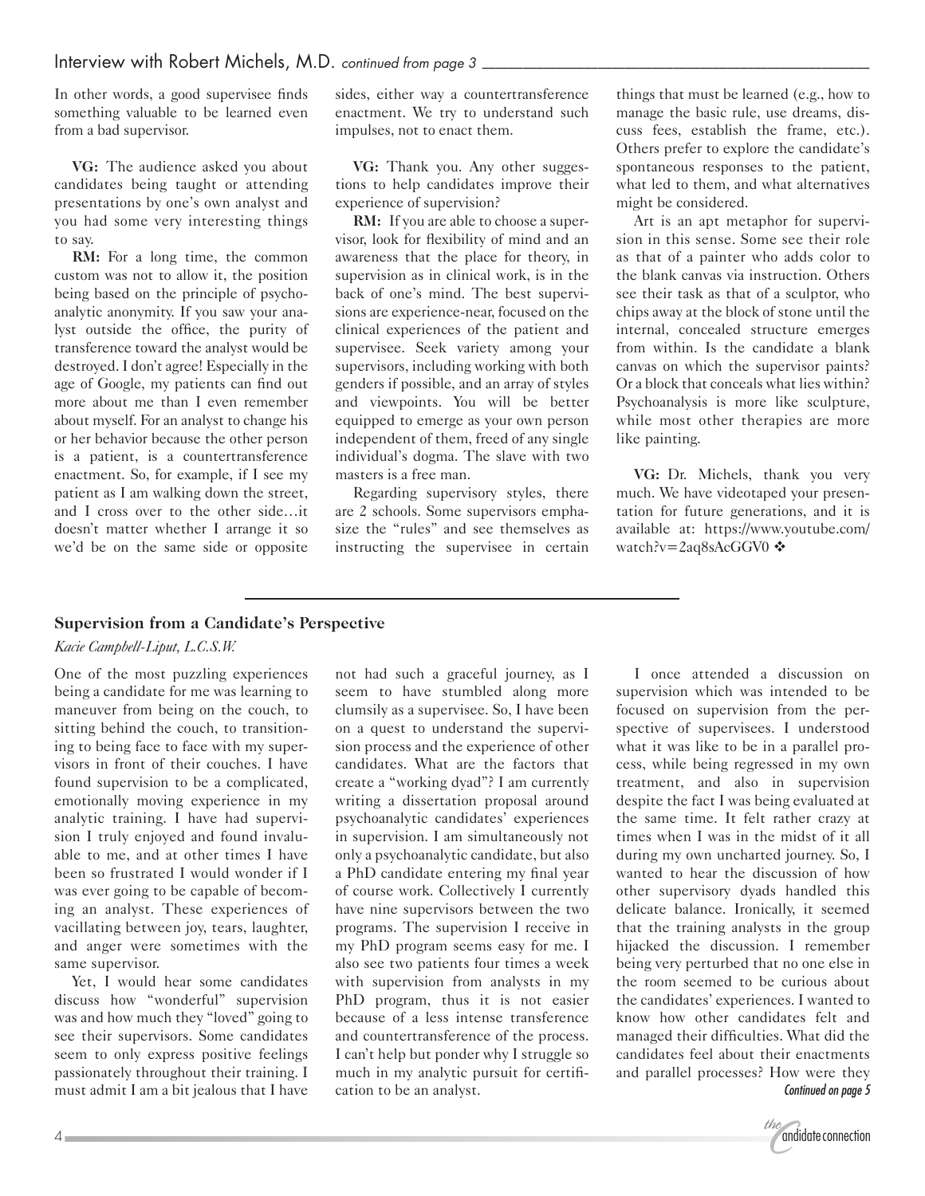In other words, a good supervisee finds something valuable to be learned even from a bad supervisor.

**VG:** The audience asked you about candidates being taught or attending presentations by one's own analyst and you had some very interesting things to say.

**RM:** For a long time, the common custom was not to allow it, the position being based on the principle of psychoanalytic anonymity. If you saw your analyst outside the office, the purity of transference toward the analyst would be destroyed. I don't agree! Especially in the age of Google, my patients can find out more about me than I even remember about myself. For an analyst to change his or her behavior because the other person is a patient, is a countertransference enactment. So, for example, if I see my patient as I am walking down the street, and I cross over to the other side…it doesn't matter whether I arrange it so we'd be on the same side or opposite sides, either way a countertransference enactment. We try to understand such impulses, not to enact them.

**VG:** Thank you. Any other suggestions to help candidates improve their experience of supervision?

**RM:** If you are able to choose a supervisor, look for flexibility of mind and an awareness that the place for theory, in supervision as in clinical work, is in the back of one's mind. The best supervisions are experience-near, focused on the clinical experiences of the patient and supervisee. Seek variety among your supervisors, including working with both genders if possible, and an array of styles and viewpoints. You will be better equipped to emerge as your own person independent of them, freed of any single individual's dogma. The slave with two masters is a free man.

Regarding supervisory styles, there are 2 schools. Some supervisors emphasize the "rules" and see themselves as instructing the supervisee in certain things that must be learned (e.g., how to manage the basic rule, use dreams, discuss fees, establish the frame, etc.). Others prefer to explore the candidate's spontaneous responses to the patient, what led to them, and what alternatives might be considered.

Art is an apt metaphor for supervision in this sense. Some see their role as that of a painter who adds color to the blank canvas via instruction. Others see their task as that of a sculptor, who chips away at the block of stone until the internal, concealed structure emerges from within. Is the candidate a blank canvas on which the supervisor paints? Or a block that conceals what lies within? Psychoanalysis is more like sculpture, while most other therapies are more like painting.

**VG:** Dr. Michels, thank you very much. We have videotaped your presentation for future generations, and it is available at: https://www.youtube.com/watch?v=2aq8sAcGGV0 ❖

---

## Supervision from a Candidate's Perspective

*Kacie Campbell-Liput, L.C.S.W.*

One of the most puzzling experiences being a candidate for me was learning to maneuver from being on the couch, to sitting behind the couch, to transitioning to being face to face with my supervisors in front of their couches. I have found supervision to be a complicated, emotionally moving experience in my analytic training. I have had supervision I truly enjoyed and found invaluable to me, and at other times I have been so frustrated I would wonder if I was ever going to be capable of becoming an analyst. These experiences of vacillating between joy, tears, laughter, and anger were sometimes with the same supervisor.

Yet, I would hear some candidates discuss how "wonderful" supervision was and how much they "loved" going to see their supervisors. Some candidates seem to only express positive feelings passionately throughout their training. I must admit I am a bit jealous that I have not had such a graceful journey, as I seem to have stumbled along more clumsily as a supervisee. So, I have been on a quest to understand the supervision process and the experience of other candidates. What are the factors that create a "working dyad"? I am currently writing a dissertation proposal around psychoanalytic candidates' experiences in supervision. I am simultaneously not only a psychoanalytic candidate, but also a PhD candidate entering my final year of course work. Collectively I currently have nine supervisors between the two programs. The supervision I receive in my PhD program seems easy for me. I also see two patients four times a week with supervision from analysts in my PhD program, thus it is not easier because of a less intense transference and countertransference of the process. I can't help but ponder why I struggle so much in my analytic pursuit for certification to be an analyst.

I once attended a discussion on supervision which was intended to be focused on supervision from the perspective of supervisees. I understood what it was like to be in a parallel process, while being regressed in my own treatment, and also in supervision despite the fact I was being evaluated at the same time. It felt rather crazy at times when I was in the midst of it all during my own uncharted journey. So, I wanted to hear the discussion of how other supervisory dyads handled this delicate balance. Ironically, it seemed that the training analysts in the group hijacked the discussion. I remember being very perturbed that no one else in the room seemed to be curious about the candidates' experiences. I wanted to know how other candidates felt and managed their difficulties. What did the candidates feel about their enactments and parallel processes? How were they

*Continued on page 5*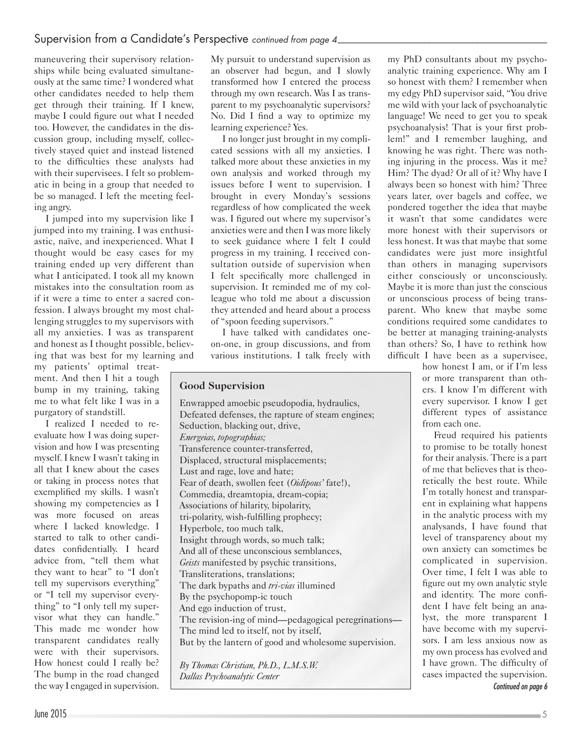maneuvering their supervisory relationships while being evaluated simultaneously at the same time? I wondered what other candidates needed to help them get through their training. If I knew, maybe I could figure out what I needed too. However, the candidates in the discussion group, including myself, collectively stayed quiet and instead listened to the difficulties these analysts had with their supervisees. I felt so problematic in being in a group that needed to be so managed. I left the meeting feeling angry.

I jumped into my supervision like I jumped into my training. I was enthusiastic, naïve, and inexperienced. What I thought would be easy cases for my training ended up very different than what I anticipated. I took all my known mistakes into the consultation room as if it were a time to enter a sacred confession. I always brought my most challenging struggles to my supervisors with all my anxieties. I was as transparent and honest as I thought possible, believing that was best for my learning and my patients' optimal treatment. And then I hit a tough bump in my training, taking me to what felt like I was in a purgatory of standstill.

I realized I needed to re-evaluate how I was doing supervision and how I was presenting myself. I knew I wasn't taking in all that I knew about the cases or taking in process notes that exemplified my skills. I wasn't showing my competencies as I was more focused on areas where I lacked knowledge. I started to talk to other candidates confidentially. I heard advice from, "tell them what they want to hear" to "I don't tell my supervisors everything" or "I tell my supervisor everything" to "I only tell my supervisor what they can handle." This made me wonder how transparent candidates really were with their supervisors. How honest could I really be? The bump in the road changed the way I engaged in supervision.

My pursuit to understand supervision as an observer had begun, and I slowly transformed how I entered the process through my own research. Was I as transparent to my psychoanalytic supervisors? No. Did I find a way to optimize my learning experience? Yes.

I no longer just brought in my complicated sessions with all my anxieties. I talked more about these anxieties in my own analysis and worked through my issues before I went to supervision. I brought in every Monday's sessions regardless of how complicated the week was. I figured out where my supervisor's anxieties were and then I was more likely to seek guidance where I felt I could progress in my training. I received consultation outside of supervision when I felt specifically more challenged in supervision. It reminded me of my colleague who told me about a discussion they attended and heard about a process of "spoon feeding supervisors."

I have talked with candidates one-on-one, in group discussions, and from various institutions. I talk freely with my PhD consultants about my psychoanalytic training experience. Why am I so honest with them? I remember when my edgy PhD supervisor said, "You drive me wild with your lack of psychoanalytic language! We need to get you to speak psychoanalysis! That is your first problem!" and I remember laughing, and knowing he was right. There was nothing injuring in the process. Was it me? Him? The dyad? Or all of it? Why have I always been so honest with him? Three years later, over bagels and coffee, we pondered together the idea that maybe it wasn't that some candidates were more honest with their supervisors or less honest. It was that maybe that some candidates were just more insightful than others in managing supervisors either consciously or unconsciously. Maybe it is more than just the conscious or unconscious process of being transparent. Who knew that maybe some conditions required some candidates to be better at managing training-analysts than others? So, I have to rethink how difficult I have been as a supervisee, how honest I am, or if I'm less or more transparent than others. I know I'm different with every supervisor. I know I get different types of assistance from each one.

Freud required his patients to promise to be totally honest for their analysis. There is a part of me that believes that is theoretically the best route. While I'm totally honest and transparent in explaining what happens in the analytic process with my analysands, I have found that level of transparency about my own anxiety can sometimes be complicated in supervision. Over time, I felt I was able to figure out my own analytic style and identity. The more confident I have felt being an analyst, the more transparent I have become with my supervisors. I am less anxious now as my own process has evolved and I have grown. The difficulty of cases impacted the supervision.

*Continued on page 6*

### Good Supervision

Enwrapped amoebic pseudopodia, hydraulics,
Defeated defenses, the rapture of steam engines;
Seduction, blacking out, drive,
*Energeias, topographias;*
Transference counter-transferred,
Displaced, structural misplacements;
Lust and rage, love and hate;
Fear of death, swollen feet (*Oidipous'* fate!),
Commedia, dreamtopia, dream-copia;
Associations of hilarity, bipolarity,
tri-polarity, wish-fulfilling prophecy;
Hyperbole, too much talk,
Insight through words, so much talk;
And all of these unconscious semblances,
*Geists* manifested by psychic transitions,
Transliterations, translations;
The dark bypaths and *tri-vias* illumined
By the psychopomp-ic touch
And ego induction of trust,
The revision-ing of mind—pedagogical peregrinations—
The mind led to itself, not by itself,
But by the lantern of good and wholesome supervision.

*By Thomas Christian, Ph.D., L.M.S.W.*
*Dallas Psychoanalytic Center*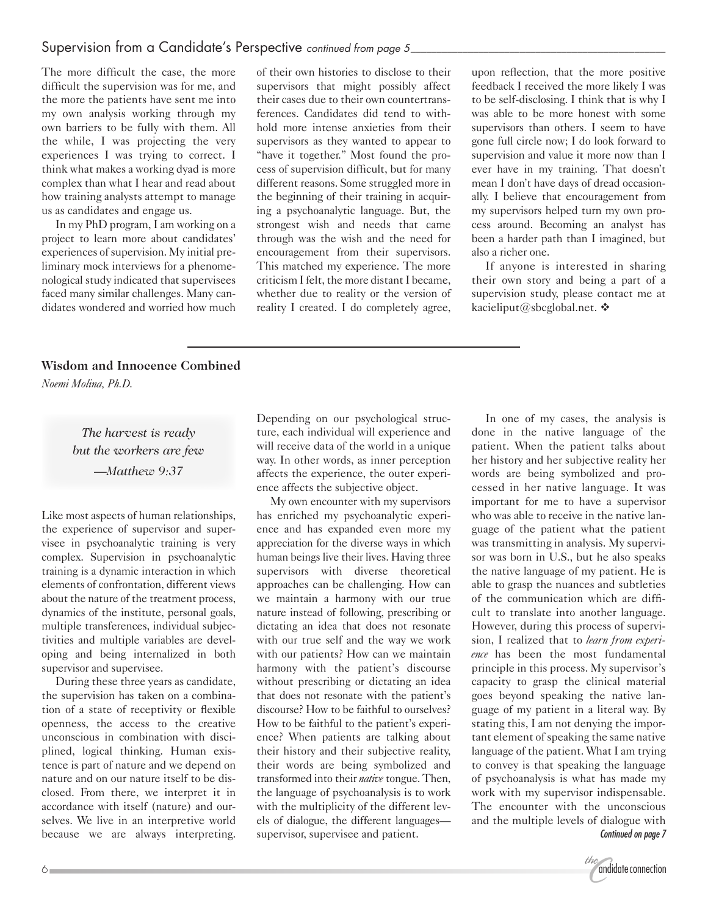## Supervision from a Candidate's Perspective *continued from page 5*

The more difficult the case, the more difficult the supervision was for me, and the more the patients have sent me into my own analysis working through my own barriers to be fully with them. All the while, I was projecting the very experiences I was trying to correct. I think what makes a working dyad is more complex than what I hear and read about how training analysts attempt to manage us as candidates and engage us.

In my PhD program, I am working on a project to learn more about candidates' experiences of supervision. My initial preliminary mock interviews for a phenomenological study indicated that supervisees faced many similar challenges. Many candidates wondered and worried how much of their own histories to disclose to their supervisors that might possibly affect their cases due to their own countertransferences. Candidates did tend to withhold more intense anxieties from their supervisors as they wanted to appear to "have it together." Most found the process of supervision difficult, but for many different reasons. Some struggled more in the beginning of their training in acquiring a psychoanalytic language. But, the strongest wish and needs that came through was the wish and the need for encouragement from their supervisors. This matched my experience. The more criticism I felt, the more distant I became, whether due to reality or the version of reality I created. I do completely agree, upon reflection, that the more positive feedback I received the more likely I was to be self-disclosing. I think that is why I was able to be more honest with some supervisors than others. I seem to have gone full circle now; I do look forward to supervision and value it more now than I ever have in my training. That doesn't mean I don't have days of dread occasionally. I believe that encouragement from my supervisors helped turn my own process around. Becoming an analyst has been a harder path than I imagined, but also a richer one.

If anyone is interested in sharing their own story and being a part of a supervision study, please contact me at kacieliput@sbcglobal.net. ❖

---

### Wisdom and Innocence Combined

*Noemi Molina, Ph.D.*

> *The harvest is ready*
> *but the workers are few*
> *—Matthew 9:37*

Like most aspects of human relationships, the experience of supervisor and supervisee in psychoanalytic training is very complex. Supervision in psychoanalytic training is a dynamic interaction in which elements of confrontation, different views about the nature of the treatment process, dynamics of the institute, personal goals, multiple transferences, individual subjectivities and multiple variables are developing and being internalized in both supervisor and supervisee.

During these three years as candidate, the supervision has taken on a combination of a state of receptivity or flexible openness, the access to the creative unconscious in combination with disciplined, logical thinking. Human existence is part of nature and we depend on nature and on our nature itself to be disclosed. From there, we interpret it in accordance with itself (nature) and ourselves. We live in an interpretive world because we are always interpreting. Depending on our psychological structure, each individual will experience and will receive data of the world in a unique way. In other words, as inner perception affects the experience, the outer experience affects the subjective object.

My own encounter with my supervisors has enriched my psychoanalytic experience and has expanded even more my appreciation for the diverse ways in which human beings live their lives. Having three supervisors with diverse theoretical approaches can be challenging. How can we maintain a harmony with our true nature instead of following, prescribing or dictating an idea that does not resonate with our true self and the way we work with our patients? How can we maintain harmony with the patient's discourse without prescribing or dictating an idea that does not resonate with the patient's discourse? How to be faithful to ourselves? How to be faithful to the patient's experience? When patients are talking about their history and their subjective reality, their words are being symbolized and transformed into their *native* tongue. Then, the language of psychoanalysis is to work with the multiplicity of the different levels of dialogue, the different languages—supervisor, supervisee and patient.

In one of my cases, the analysis is done in the native language of the patient. When the patient talks about her history and her subjective reality her words are being symbolized and processed in her native language. It was important for me to have a supervisor who was able to receive in the native language of the patient what the patient was transmitting in analysis. My supervisor was born in U.S., but he also speaks the native language of my patient. He is able to grasp the nuances and subtleties of the communication which are difficult to translate into another language. However, during this process of supervision, I realized that to *learn from experience* has been the most fundamental principle in this process. My supervisor's capacity to grasp the clinical material goes beyond speaking the native language of my patient in a literal way. By stating this, I am not denying the important element of speaking the same native language of the patient. What I am trying to convey is that speaking the language of psychoanalysis is what has made my work with my supervisor indispensable. The encounter with the unconscious and the multiple levels of dialogue with

*Continued on page 7*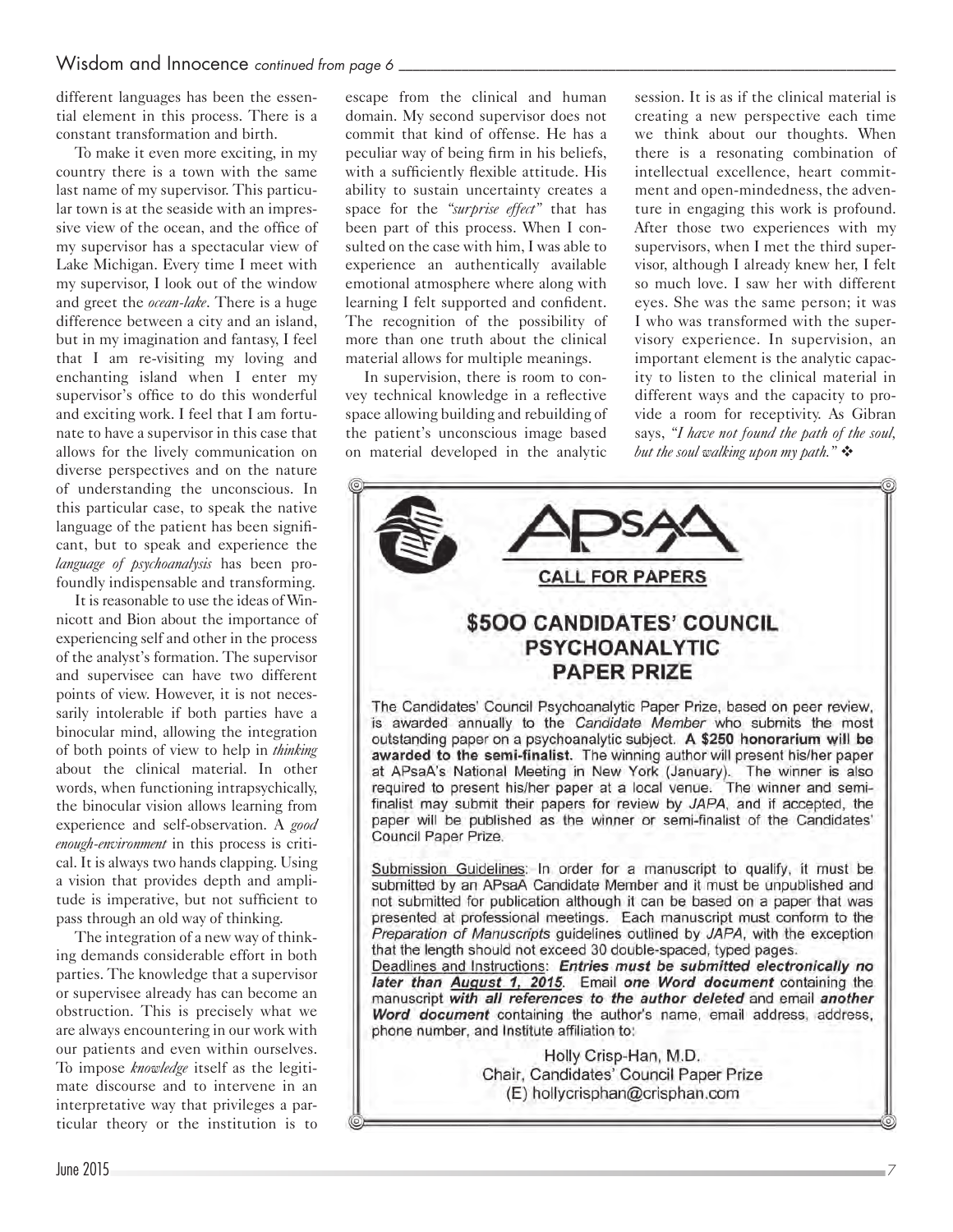## Wisdom and Innocence *continued from page 6*

different languages has been the essential element in this process. There is a constant transformation and birth.

To make it even more exciting, in my country there is a town with the same last name of my supervisor. This particular town is at the seaside with an impressive view of the ocean, and the office of my supervisor has a spectacular view of Lake Michigan. Every time I meet with my supervisor, I look out of the window and greet the *ocean-lake*. There is a huge difference between a city and an island, but in my imagination and fantasy, I feel that I am re-visiting my loving and enchanting island when I enter my supervisor's office to do this wonderful and exciting work. I feel that I am fortunate to have a supervisor in this case that allows for the lively communication on diverse perspectives and on the nature of understanding the unconscious. In this particular case, to speak the native language of the patient has been significant, but to speak and experience the *language of psychoanalysis* has been profoundly indispensable and transforming.

It is reasonable to use the ideas of Winnicott and Bion about the importance of experiencing self and other in the process of the analyst's formation. The supervisor and supervisee can have two different points of view. However, it is not necessarily intolerable if both parties have a binocular mind, allowing the integration of both points of view to help in *thinking* about the clinical material. In other words, when functioning intrapsychically, the binocular vision allows learning from experience and self-observation. A *good enough-environment* in this process is critical. It is always two hands clapping. Using a vision that provides depth and amplitude is imperative, but not sufficient to pass through an old way of thinking.

The integration of a new way of thinking demands considerable effort in both parties. The knowledge that a supervisor or supervisee already has can become an obstruction. This is precisely what we are always encountering in our work with our patients and even within ourselves. To impose *knowledge* itself as the legitimate discourse and to intervene in an interpretative way that privileges a particular theory or the institution is to escape from the clinical and human domain. My second supervisor does not commit that kind of offense. He has a peculiar way of being firm in his beliefs, with a sufficiently flexible attitude. His ability to sustain uncertainty creates a space for the *"surprise effect"* that has been part of this process. When I consulted on the case with him, I was able to experience an authentically available emotional atmosphere where along with learning I felt supported and confident. The recognition of the possibility of more than one truth about the clinical material allows for multiple meanings.

In supervision, there is room to convey technical knowledge in a reflective space allowing building and rebuilding of the patient's unconscious image based on material developed in the analytic session. It is as if the clinical material is creating a new perspective each time we think about our thoughts. When there is a resonating combination of intellectual excellence, heart commitment and open-mindedness, the adventure in engaging this work is profound. After those two experiences with my supervisors, when I met the third supervisor, although I already knew her, I felt so much love. I saw her with different eyes. She was the same person; it was I who was transformed with the supervisory experience. In supervision, an important element is the analytic capacity to listen to the clinical material in different ways and the capacity to provide a room for receptivity. As Gibran says, *"I have not found the path of the soul, but the soul walking upon my path."* ❖

---

# APsaA

**CALL FOR PAPERS**

## $500 CANDIDATES' COUNCIL PSYCHOANALYTIC PAPER PRIZE

The Candidates' Council Psychoanalytic Paper Prize, based on peer review, is awarded annually to the *Candidate Member* who submits the most outstanding paper on a psychoanalytic subject. **A $250 honorarium will be awarded to the semi-finalist.** The winning author will present his/her paper at APsaA's National Meeting in New York (January). The winner is also required to present his/her paper at a local venue. The winner and semi-finalist may submit their papers for review by *JAPA*, and if accepted, the paper will be published as the winner or semi-finalist of the Candidates' Council Paper Prize.

Submission Guidelines: In order for a manuscript to qualify, it must be submitted by an APsaA Candidate Member and it must be unpublished and not submitted for publication although it can be based on a paper that was presented at professional meetings. Each manuscript must conform to the *Preparation of Manuscripts* guidelines outlined by *JAPA*, with the exception that the length should not exceed 30 double-spaced, typed pages.

Deadlines and Instructions: ***Entries must be submitted electronically no later than August 1, 2015***. Email **one Word document** containing the manuscript ***with all references to the author deleted*** and email ***another Word document*** containing the author's name, email address, address, phone number, and Institute affiliation to:

Holly Crisp-Han, M.D.
Chair, Candidates' Council Paper Prize
(E) hollycrisphan@crisphan.com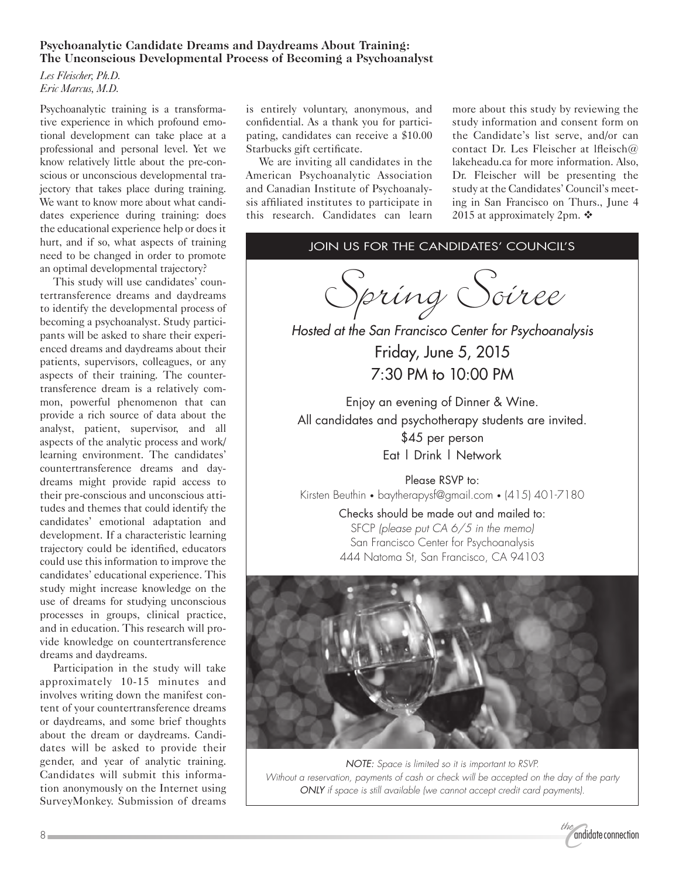**Psychoanalytic Candidate Dreams and Daydreams About Training: The Unconscious Developmental Process of Becoming a Psychoanalyst**

*Les Fleischer, Ph.D.*
*Eric Marcus, M.D.*

Psychoanalytic training is a transformative experience in which profound emotional development can take place at a professional and personal level. Yet we know relatively little about the pre-conscious or unconscious developmental trajectory that takes place during training. We want to know more about what candidates experience during training: does the educational experience help or does it hurt, and if so, what aspects of training need to be changed in order to promote an optimal developmental trajectory?

This study will use candidates' countertransference dreams and daydreams to identify the developmental process of becoming a psychoanalyst. Study participants will be asked to share their experienced dreams and daydreams about their patients, supervisors, colleagues, or any aspects of their training. The countertransference dream is a relatively common, powerful phenomenon that can provide a rich source of data about the analyst, patient, supervisor, and all aspects of the analytic process and work/learning environment. The candidates' countertransference dreams and daydreams might provide rapid access to their pre-conscious and unconscious attitudes and themes that could identify the candidates' emotional adaptation and development. If a characteristic learning trajectory could be identified, educators could use this information to improve the candidates' educational experience. This study might increase knowledge on the use of dreams for studying unconscious processes in groups, clinical practice, and in education. This research will provide knowledge on countertransference dreams and daydreams.

Participation in the study will take approximately 10-15 minutes and involves writing down the manifest content of your countertransference dreams or daydreams, and some brief thoughts about the dream or daydreams. Candidates will be asked to provide their gender, and year of analytic training. Candidates will submit this information anonymously on the Internet using SurveyMonkey. Submission of dreams is entirely voluntary, anonymous, and confidential. As a thank you for participating, candidates can receive a $10.00 Starbucks gift certificate.

We are inviting all candidates in the American Psychoanalytic Association and Canadian Institute of Psychoanalysis affiliated institutes to participate in this research. Candidates can learn more about this study by reviewing the study information and consent form on the Candidate's list serve, and/or can contact Dr. Les Fleischer at lfleisch@lakeheadu.ca for more information. Also, Dr. Fleischer will be presenting the study at the Candidates' Council's meeting in San Francisco on Thurs., June 4 2015 at approximately 2pm. ❖

JOIN US FOR THE CANDIDATES' COUNCIL'S

# Spring Soiree

*Hosted at the San Francisco Center for Psychoanalysis*

Friday, June 5, 2015
7:30 PM to 10:00 PM

Enjoy an evening of Dinner & Wine.
All candidates and psychotherapy students are invited.
$45 per person
Eat | Drink | Network

Please RSVP to:
Kirsten Beuthin • baytherapysf@gmail.com • (415) 401-7180

Checks should be made out and mailed to:
SFCP *(please put CA 6/5 in the memo)*
San Francisco Center for Psychoanalysis
444 Natoma St, San Francisco, CA 94103

*NOTE: Space is limited so it is important to RSVP. Without a reservation, payments of cash or check will be accepted on the day of the party ONLY if space is still available (we cannot accept credit card payments).*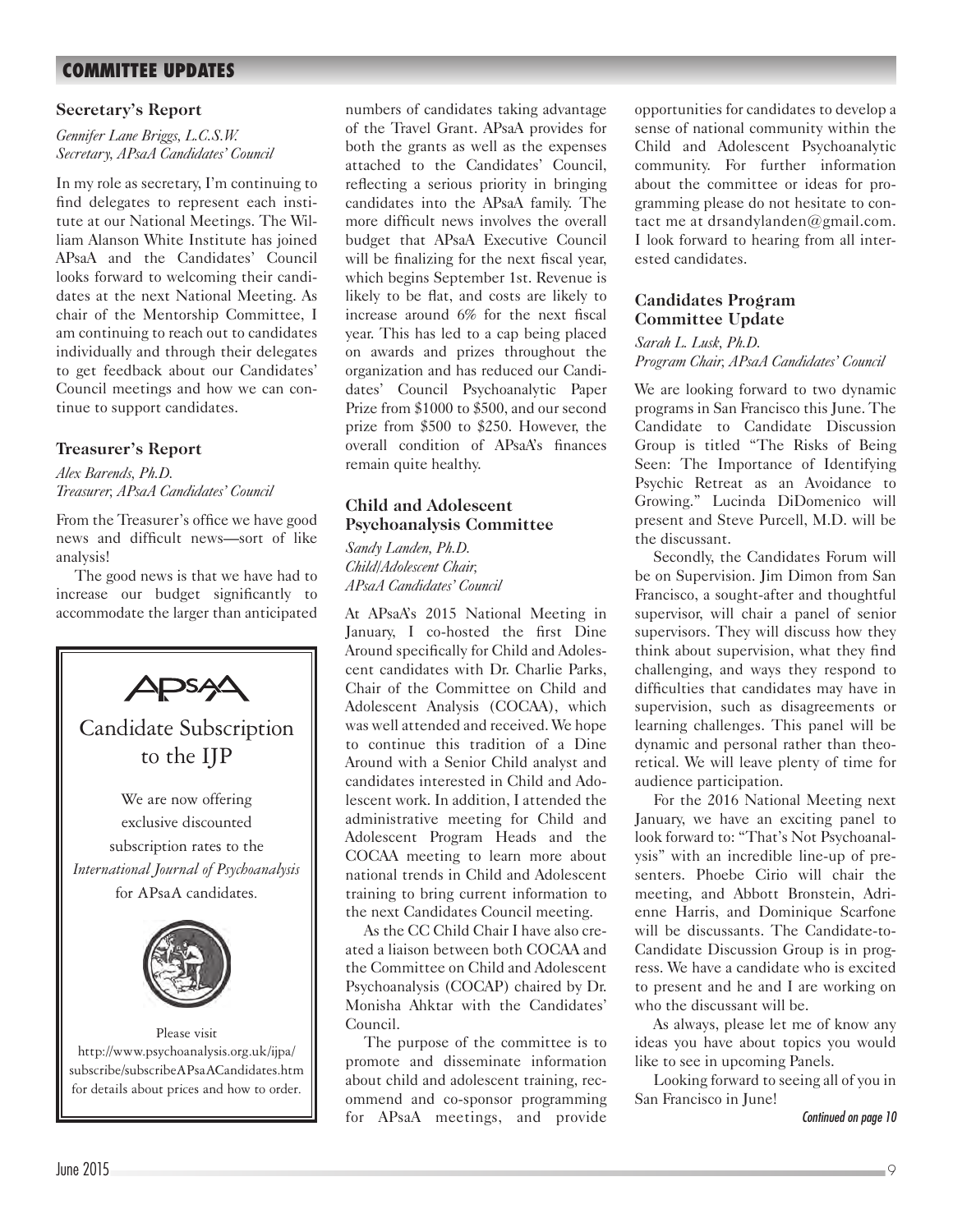## COMMITTEE UPDATES

### Secretary's Report

*Gennifer Lane Briggs, L.C.S.W.*
*Secretary, APsaA Candidates' Council*

In my role as secretary, I'm continuing to find delegates to represent each institute at our National Meetings. The William Alanson White Institute has joined APsaA and the Candidates' Council looks forward to welcoming their candidates at the next National Meeting. As chair of the Mentorship Committee, I am continuing to reach out to candidates individually and through their delegates to get feedback about our Candidates' Council meetings and how we can continue to support candidates.

### Treasurer's Report

*Alex Barends, Ph.D.*
*Treasurer, APsaA Candidates' Council*

From the Treasurer's office we have good news and difficult news—sort of like analysis!

The good news is that we have had to increase our budget significantly to accommodate the larger than anticipated numbers of candidates taking advantage of the Travel Grant. APsaA provides for both the grants as well as the expenses attached to the Candidates' Council, reflecting a serious priority in bringing candidates into the APsaA family. The more difficult news involves the overall budget that APsaA Executive Council will be finalizing for the next fiscal year, which begins September 1st. Revenue is likely to be flat, and costs are likely to increase around 6% for the next fiscal year. This has led to a cap being placed on awards and prizes throughout the organization and has reduced our Candidates' Council Psychoanalytic Paper Prize from $1000 to $500, and our second prize from $500 to $250. However, the overall condition of APsaA's finances remain quite healthy.

---

APsaA

Candidate Subscription to the IJP

We are now offering exclusive discounted subscription rates to the *International Journal of Psychoanalysis* for APsaA candidates.

Please visit http://www.psychoanalysis.org.uk/ijpa/subscribe/subscribeAPsaACandidates.htm for details about prices and how to order.

---

### Child and Adolescent Psychoanalysis Committee

*Sandy Landen, Ph.D.*
*Child/Adolescent Chair,*
*APsaA Candidates' Council*

At APsaA's 2015 National Meeting in January, I co-hosted the first Dine Around specifically for Child and Adolescent candidates with Dr. Charlie Parks, Chair of the Committee on Child and Adolescent Analysis (COCAA), which was well attended and received. We hope to continue this tradition of a Dine Around with a Senior Child analyst and candidates interested in Child and Adolescent work. In addition, I attended the administrative meeting for Child and Adolescent Program Heads and the COCAA meeting to learn more about national trends in Child and Adolescent training to bring current information to the next Candidates Council meeting.

As the CC Child Chair I have also created a liaison between both COCAA and the Committee on Child and Adolescent Psychoanalysis (COCAP) chaired by Dr. Monisha Ahktar with the Candidates' Council.

The purpose of the committee is to promote and disseminate information about child and adolescent training, recommend and co-sponsor programming for APsaA meetings, and provide opportunities for candidates to develop a sense of national community within the Child and Adolescent Psychoanalytic community. For further information about the committee or ideas for programming please do not hesitate to contact me at drsandylanden@gmail.com. I look forward to hearing from all interested candidates.

### Candidates Program Committee Update

*Sarah L. Lusk, Ph.D.*
*Program Chair, APsaA Candidates' Council*

We are looking forward to two dynamic programs in San Francisco this June. The Candidate to Candidate Discussion Group is titled "The Risks of Being Seen: The Importance of Identifying Psychic Retreat as an Avoidance to Growing." Lucinda DiDomenico will present and Steve Purcell, M.D. will be the discussant.

Secondly, the Candidates Forum will be on Supervision. Jim Dimon from San Francisco, a sought-after and thoughtful supervisor, will chair a panel of senior supervisors. They will discuss how they think about supervision, what they find challenging, and ways they respond to difficulties that candidates may have in supervision, such as disagreements or learning challenges. This panel will be dynamic and personal rather than theoretical. We will leave plenty of time for audience participation.

For the 2016 National Meeting next January, we have an exciting panel to look forward to: "That's Not Psychoanalysis" with an incredible line-up of presenters. Phoebe Cirio will chair the meeting, and Abbott Bronstein, Adrienne Harris, and Dominique Scarfone will be discussants. The Candidate-to-Candidate Discussion Group is in progress. We have a candidate who is excited to present and he and I are working on who the discussant will be.

As always, please let me of know any ideas you have about topics you would like to see in upcoming Panels.

Looking forward to seeing all of you in San Francisco in June!

*Continued on page 10*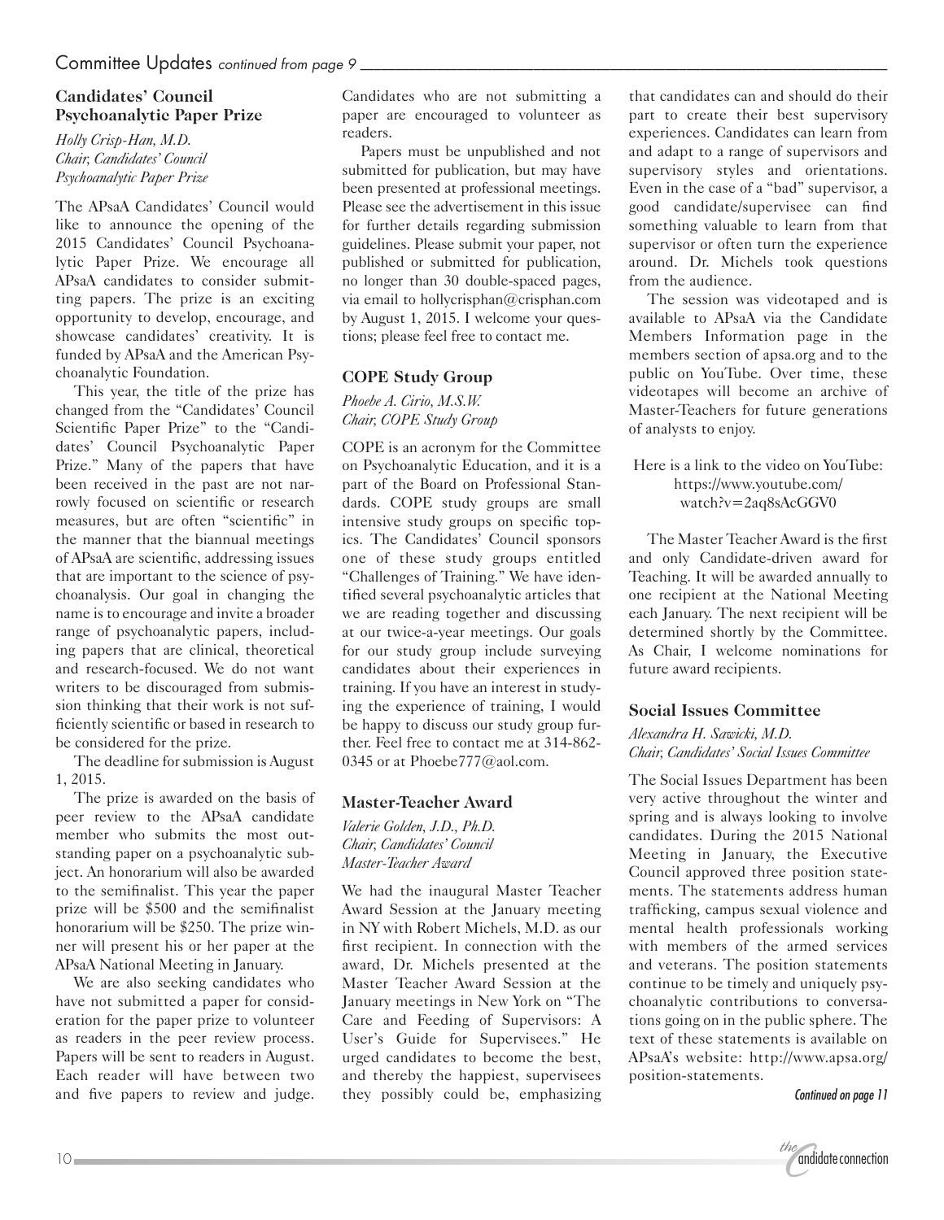Committee Updates *continued from page 9*

## Candidates' Council Psychoanalytic Paper Prize

*Holly Crisp-Han, M.D.*
*Chair, Candidates' Council Psychoanalytic Paper Prize*

The APsaA Candidates' Council would like to announce the opening of the 2015 Candidates' Council Psychoanalytic Paper Prize. We encourage all APsaA candidates to consider submitting papers. The prize is an exciting opportunity to develop, encourage, and showcase candidates' creativity. It is funded by APsaA and the American Psychoanalytic Foundation.

This year, the title of the prize has changed from the "Candidates' Council Scientific Paper Prize" to the "Candidates' Council Psychoanalytic Paper Prize." Many of the papers that have been received in the past are not narrowly focused on scientific or research measures, but are often "scientific" in the manner that the biannual meetings of APsaA are scientific, addressing issues that are important to the science of psychoanalysis. Our goal in changing the name is to encourage and invite a broader range of psychoanalytic papers, including papers that are clinical, theoretical and research-focused. We do not want writers to be discouraged from submission thinking that their work is not sufficiently scientific or based in research to be considered for the prize.

The deadline for submission is August 1, 2015.

The prize is awarded on the basis of peer review to the APsaA candidate member who submits the most outstanding paper on a psychoanalytic subject. An honorarium will also be awarded to the semifinalist. This year the paper prize will be $500 and the semifinalist honorarium will be $250. The prize winner will present his or her paper at the APsaA National Meeting in January.

We are also seeking candidates who have not submitted a paper for consideration for the paper prize to volunteer as readers in the peer review process. Papers will be sent to readers in August. Each reader will have between two and five papers to review and judge. Candidates who are not submitting a paper are encouraged to volunteer as readers.

Papers must be unpublished and not submitted for publication, but may have been presented at professional meetings. Please see the advertisement in this issue for further details regarding submission guidelines. Please submit your paper, not published or submitted for publication, no longer than 30 double-spaced pages, via email to hollycrisphan@crisphan.com by August 1, 2015. I welcome your questions; please feel free to contact me.

## COPE Study Group

*Phoebe A. Cirio, M.S.W.*
*Chair, COPE Study Group*

COPE is an acronym for the Committee on Psychoanalytic Education, and it is a part of the Board on Professional Standards. COPE study groups are small intensive study groups on specific topics. The Candidates' Council sponsors one of these study groups entitled "Challenges of Training." We have identified several psychoanalytic articles that we are reading together and discussing at our twice-a-year meetings. Our goals for our study group include surveying candidates about their experiences in training. If you have an interest in studying the experience of training, I would be happy to discuss our study group further. Feel free to contact me at 314-862-0345 or at Phoebe777@aol.com.

## Master-Teacher Award

*Valerie Golden, J.D., Ph.D.*
*Chair, Candidates' Council Master-Teacher Award*

We had the inaugural Master Teacher Award Session at the January meeting in NY with Robert Michels, M.D. as our first recipient. In connection with the award, Dr. Michels presented at the Master Teacher Award Session at the January meetings in New York on "The Care and Feeding of Supervisors: A User's Guide for Supervisees." He urged candidates to become the best, and thereby the happiest, supervisees they possibly could be, emphasizing that candidates can and should do their part to create their best supervisory experiences. Candidates can learn from and adapt to a range of supervisors and supervisory styles and orientations. Even in the case of a "bad" supervisor, a good candidate/supervisee can find something valuable to learn from that supervisor or often turn the experience around. Dr. Michels took questions from the audience.

The session was videotaped and is available to APsaA via the Candidate Members Information page in the members section of apsa.org and to the public on YouTube. Over time, these videotapes will become an archive of Master-Teachers for future generations of analysts to enjoy.

Here is a link to the video on YouTube: https://www.youtube.com/watch?v=2aq8sAcGGV0

The Master Teacher Award is the first and only Candidate-driven award for Teaching. It will be awarded annually to one recipient at the National Meeting each January. The next recipient will be determined shortly by the Committee. As Chair, I welcome nominations for future award recipients.

## Social Issues Committee

*Alexandra H. Sawicki, M.D.*
*Chair, Candidates' Social Issues Committee*

The Social Issues Department has been very active throughout the winter and spring and is always looking to involve candidates. During the 2015 National Meeting in January, the Executive Council approved three position statements. The statements address human trafficking, campus sexual violence and mental health professionals working with members of the armed services and veterans. The position statements continue to be timely and uniquely psychoanalytic contributions to conversations going on in the public sphere. The text of these statements is available on APsaA's website: http://www.apsa.org/position-statements.

*Continued on page 11*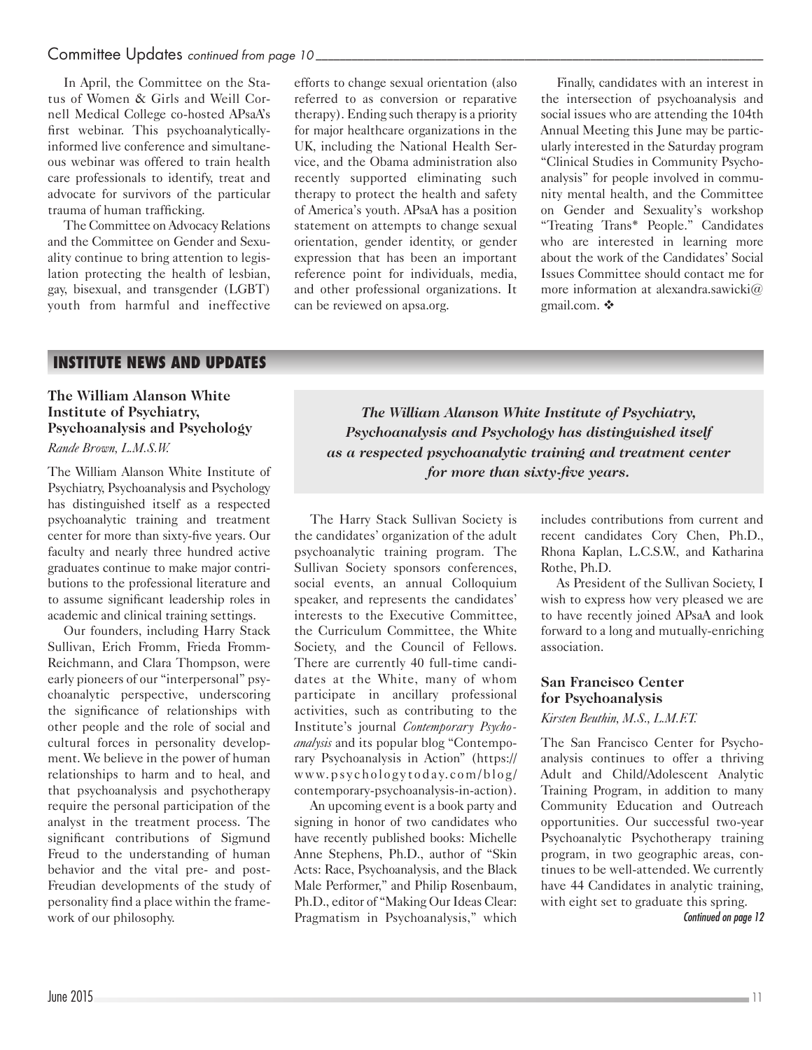Committee Updates *continued from page 10*

In April, the Committee on the Status of Women & Girls and Weill Cornell Medical College co-hosted APsaA's first webinar. This psychoanalytically-informed live conference and simultaneous webinar was offered to train health care professionals to identify, treat and advocate for survivors of the particular trauma of human trafficking.

The Committee on Advocacy Relations and the Committee on Gender and Sexuality continue to bring attention to legislation protecting the health of lesbian, gay, bisexual, and transgender (LGBT) youth from harmful and ineffective efforts to change sexual orientation (also referred to as conversion or reparative therapy). Ending such therapy is a priority for major healthcare organizations in the UK, including the National Health Service, and the Obama administration also recently supported eliminating such therapy to protect the health and safety of America's youth. APsaA has a position statement on attempts to change sexual orientation, gender identity, or gender expression that has been an important reference point for individuals, media, and other professional organizations. It can be reviewed on apsa.org.

Finally, candidates with an interest in the intersection of psychoanalysis and social issues who are attending the 104th Annual Meeting this June may be particularly interested in the Saturday program "Clinical Studies in Community Psychoanalysis" for people involved in community mental health, and the Committee on Gender and Sexuality's workshop "Treating Trans* People." Candidates who are interested in learning more about the work of the Candidates' Social Issues Committee should contact me for more information at alexandra.sawicki@gmail.com. ❖

## INSTITUTE NEWS AND UPDATES

### The William Alanson White Institute of Psychiatry, Psychoanalysis and Psychology

*Rande Brown, L.M.S.W.*

The William Alanson White Institute of Psychiatry, Psychoanalysis and Psychology has distinguished itself as a respected psychoanalytic training and treatment center for more than sixty-five years. Our faculty and nearly three hundred active graduates continue to make major contributions to the professional literature and to assume significant leadership roles in academic and clinical training settings.

***The William Alanson White Institute of Psychiatry, Psychoanalysis and Psychology has distinguished itself as a respected psychoanalytic training and treatment center for more than sixty-five years.***

Our founders, including Harry Stack Sullivan, Erich Fromm, Frieda Fromm-Reichmann, and Clara Thompson, were early pioneers of our "interpersonal" psychoanalytic perspective, underscoring the significance of relationships with other people and the role of social and cultural forces in personality development. We believe in the power of human relationships to harm and to heal, and that psychoanalysis and psychotherapy require the personal participation of the analyst in the treatment process. The significant contributions of Sigmund Freud to the understanding of human behavior and the vital pre- and post-Freudian developments of the study of personality find a place within the framework of our philosophy.

The Harry Stack Sullivan Society is the candidates' organization of the adult psychoanalytic training program. The Sullivan Society sponsors conferences, social events, an annual Colloquium speaker, and represents the candidates' interests to the Executive Committee, the Curriculum Committee, the White Society, and the Council of Fellows. There are currently 40 full-time candidates at the White, many of whom participate in ancillary professional activities, such as contributing to the Institute's journal *Contemporary Psychoanalysis* and its popular blog "Contemporary Psychoanalysis in Action" (https://www.psychologytoday.com/blog/contemporary-psychoanalysis-in-action).

An upcoming event is a book party and signing in honor of two candidates who have recently published books: Michelle Anne Stephens, Ph.D., author of "Skin Acts: Race, Psychoanalysis, and the Black Male Performer," and Philip Rosenbaum, Ph.D., editor of "Making Our Ideas Clear: Pragmatism in Psychoanalysis," which includes contributions from current and recent candidates Cory Chen, Ph.D., Rhona Kaplan, L.C.S.W., and Katharina Rothe, Ph.D.

As President of the Sullivan Society, I wish to express how very pleased we are to have recently joined APsaA and look forward to a long and mutually-enriching association.

### San Francisco Center for Psychoanalysis

*Kirsten Beuthin, M.S., L.M.F.T.*

The San Francisco Center for Psychoanalysis continues to offer a thriving Adult and Child/Adolescent Analytic Training Program, in addition to many Community Education and Outreach opportunities. Our successful two-year Psychoanalytic Psychotherapy training program, in two geographic areas, continues to be well-attended. We currently have 44 Candidates in analytic training, with eight set to graduate this spring.

*Continued on page 12*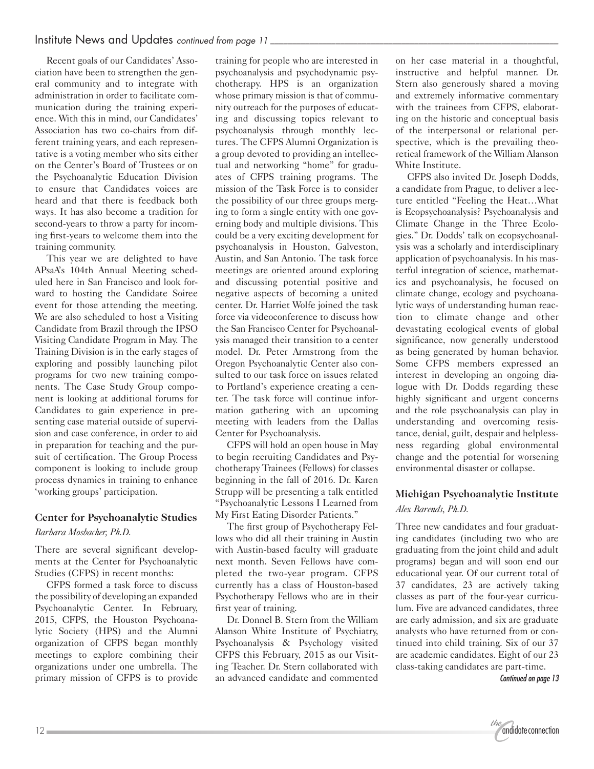Recent goals of our Candidates' Association have been to strengthen the general community and to integrate with administration in order to facilitate communication during the training experience. With this in mind, our Candidates' Association has two co-chairs from different training years, and each representative is a voting member who sits either on the Center's Board of Trustees or on the Psychoanalytic Education Division to ensure that Candidates voices are heard and that there is feedback both ways. It has also become a tradition for second-years to throw a party for incoming first-years to welcome them into the training community.

This year we are delighted to have APsaA's 104th Annual Meeting scheduled here in San Francisco and look forward to hosting the Candidate Soiree event for those attending the meeting. We are also scheduled to host a Visiting Candidate from Brazil through the IPSO Visiting Candidate Program in May. The Training Division is in the early stages of exploring and possibly launching pilot programs for two new training components. The Case Study Group component is looking at additional forums for Candidates to gain experience in presenting case material outside of supervision and case conference, in order to aid in preparation for teaching and the pursuit of certification. The Group Process component is looking to include group process dynamics in training to enhance 'working groups' participation.

### Center for Psychoanalytic Studies

*Barbara Mosbacher, Ph.D.*

There are several significant developments at the Center for Psychoanalytic Studies (CFPS) in recent months:

CFPS formed a task force to discuss the possibility of developing an expanded Psychoanalytic Center. In February, 2015, CFPS, the Houston Psychoanalytic Society (HPS) and the Alumni organization of CFPS began monthly meetings to explore combining their organizations under one umbrella. The primary mission of CFPS is to provide training for people who are interested in psychoanalysis and psychodynamic psychotherapy. HPS is an organization whose primary mission is that of community outreach for the purposes of educating and discussing topics relevant to psychoanalysis through monthly lectures. The CFPS Alumni Organization is a group devoted to providing an intellectual and networking "home" for graduates of CFPS training programs. The mission of the Task Force is to consider the possibility of our three groups merging to form a single entity with one governing body and multiple divisions. This could be a very exciting development for psychoanalysis in Houston, Galveston, Austin, and San Antonio. The task force meetings are oriented around exploring and discussing potential positive and negative aspects of becoming a united center. Dr. Harriet Wolfe joined the task force via videoconference to discuss how the San Francisco Center for Psychoanalysis managed their transition to a center model. Dr. Peter Armstrong from the Oregon Psychoanalytic Center also consulted to our task force on issues related to Portland's experience creating a center. The task force will continue information gathering with an upcoming meeting with leaders from the Dallas Center for Psychoanalysis.

CFPS will hold an open house in May to begin recruiting Candidates and Psychotherapy Trainees (Fellows) for classes beginning in the fall of 2016. Dr. Karen Strupp will be presenting a talk entitled "Psychoanalytic Lessons I Learned from My First Eating Disorder Patients."

The first group of Psychotherapy Fellows who did all their training in Austin with Austin-based faculty will graduate next month. Seven Fellows have completed the two-year program. CFPS currently has a class of Houston-based Psychotherapy Fellows who are in their first year of training.

Dr. Donnel B. Stern from the William Alanson White Institute of Psychiatry, Psychoanalysis & Psychology visited CFPS this February, 2015 as our Visiting Teacher. Dr. Stern collaborated with an advanced candidate and commented on her case material in a thoughtful, instructive and helpful manner. Dr. Stern also generously shared a moving and extremely informative commentary with the trainees from CFPS, elaborating on the historic and conceptual basis of the interpersonal or relational perspective, which is the prevailing theoretical framework of the William Alanson White Institute.

CFPS also invited Dr. Joseph Dodds, a candidate from Prague, to deliver a lecture entitled "Feeling the Heat…What is Ecopsychoanalysis? Psychoanalysis and Climate Change in the Three Ecologies." Dr. Dodds' talk on ecopsychoanalysis was a scholarly and interdisciplinary application of psychoanalysis. In his masterful integration of science, mathematics and psychoanalysis, he focused on climate change, ecology and psychoanalytic ways of understanding human reaction to climate change and other devastating ecological events of global significance, now generally understood as being generated by human behavior. Some CFPS members expressed an interest in developing an ongoing dialogue with Dr. Dodds regarding these highly significant and urgent concerns and the role psychoanalysis can play in understanding and overcoming resistance, denial, guilt, despair and helplessness regarding global environmental change and the potential for worsening environmental disaster or collapse.

### Michigan Psychoanalytic Institute

*Alex Barends, Ph.D.*

Three new candidates and four graduating candidates (including two who are graduating from the joint child and adult programs) began and will soon end our educational year. Of our current total of 37 candidates, 23 are actively taking classes as part of the four-year curriculum. Five are advanced candidates, three are early admission, and six are graduate analysts who have returned from or continued into child training. Six of our 37 are academic candidates. Eight of our 23 class-taking candidates are part-time.

*Continued on page 13*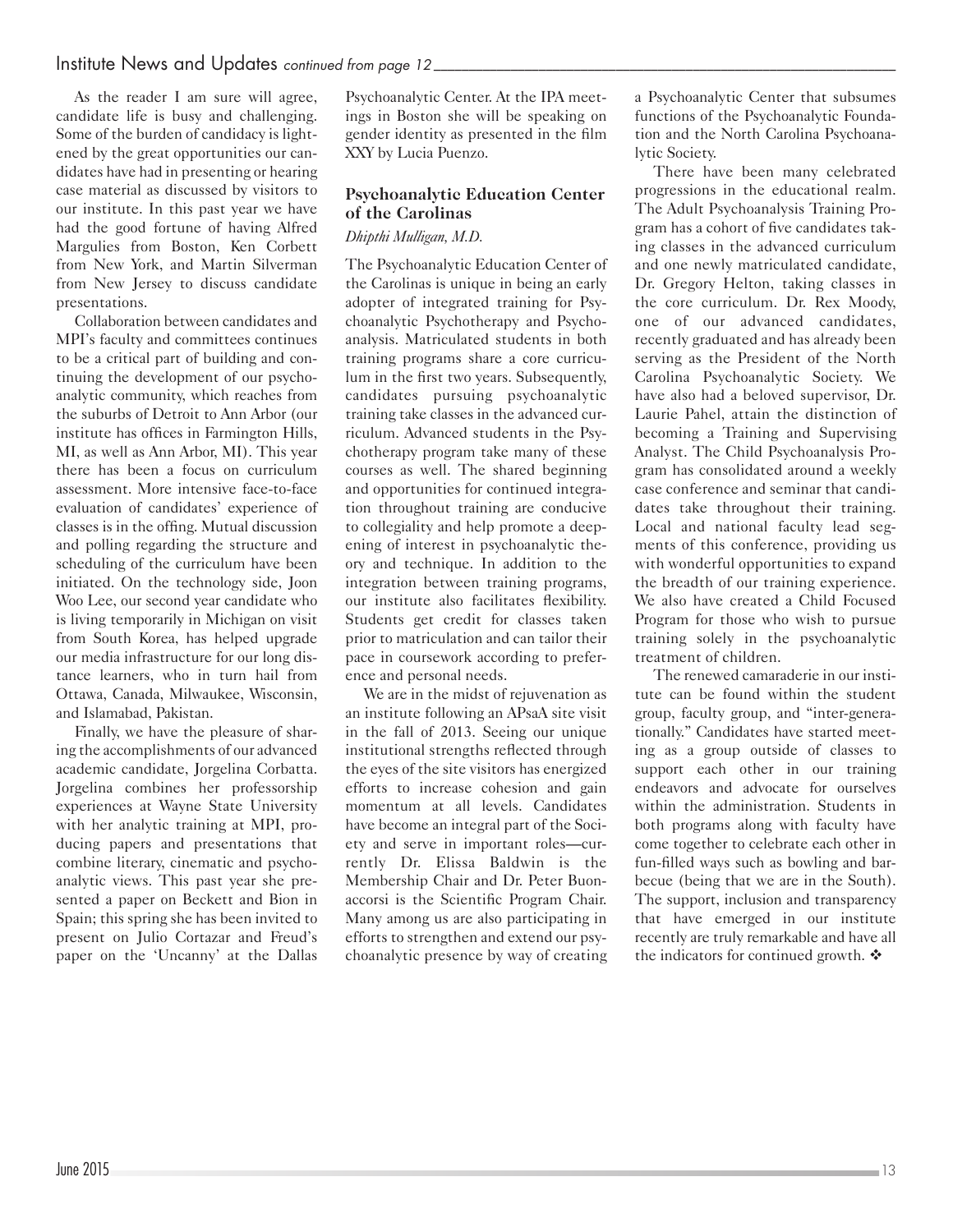As the reader I am sure will agree, candidate life is busy and challenging. Some of the burden of candidacy is lightened by the great opportunities our candidates have had in presenting or hearing case material as discussed by visitors to our institute. In this past year we have had the good fortune of having Alfred Margulies from Boston, Ken Corbett from New York, and Martin Silverman from New Jersey to discuss candidate presentations.

Collaboration between candidates and MPI's faculty and committees continues to be a critical part of building and continuing the development of our psychoanalytic community, which reaches from the suburbs of Detroit to Ann Arbor (our institute has offices in Farmington Hills, MI, as well as Ann Arbor, MI). This year there has been a focus on curriculum assessment. More intensive face-to-face evaluation of candidates' experience of classes is in the offing. Mutual discussion and polling regarding the structure and scheduling of the curriculum have been initiated. On the technology side, Joon Woo Lee, our second year candidate who is living temporarily in Michigan on visit from South Korea, has helped upgrade our media infrastructure for our long distance learners, who in turn hail from Ottawa, Canada, Milwaukee, Wisconsin, and Islamabad, Pakistan.

Finally, we have the pleasure of sharing the accomplishments of our advanced academic candidate, Jorgelina Corbatta. Jorgelina combines her professorship experiences at Wayne State University with her analytic training at MPI, producing papers and presentations that combine literary, cinematic and psychoanalytic views. This past year she presented a paper on Beckett and Bion in Spain; this spring she has been invited to present on Julio Cortazar and Freud's paper on the 'Uncanny' at the Dallas Psychoanalytic Center. At the IPA meetings in Boston she will be speaking on gender identity as presented in the film XXY by Lucia Puenzo.

## Psychoanalytic Education Center of the Carolinas

*Dhipthi Mulligan, M.D.*

The Psychoanalytic Education Center of the Carolinas is unique in being an early adopter of integrated training for Psychoanalytic Psychotherapy and Psychoanalysis. Matriculated students in both training programs share a core curriculum in the first two years. Subsequently, candidates pursuing psychoanalytic training take classes in the advanced curriculum. Advanced students in the Psychotherapy program take many of these courses as well. The shared beginning and opportunities for continued integration throughout training are conducive to collegiality and help promote a deepening of interest in psychoanalytic theory and technique. In addition to the integration between training programs, our institute also facilitates flexibility. Students get credit for classes taken prior to matriculation and can tailor their pace in coursework according to preference and personal needs.

We are in the midst of rejuvenation as an institute following an APsaA site visit in the fall of 2013. Seeing our unique institutional strengths reflected through the eyes of the site visitors has energized efforts to increase cohesion and gain momentum at all levels. Candidates have become an integral part of the Society and serve in important roles—currently Dr. Elissa Baldwin is the Membership Chair and Dr. Peter Buonaccorsi is the Scientific Program Chair. Many among us are also participating in efforts to strengthen and extend our psychoanalytic presence by way of creating a Psychoanalytic Center that subsumes functions of the Psychoanalytic Foundation and the North Carolina Psychoanalytic Society.

There have been many celebrated progressions in the educational realm. The Adult Psychoanalysis Training Program has a cohort of five candidates taking classes in the advanced curriculum and one newly matriculated candidate, Dr. Gregory Helton, taking classes in the core curriculum. Dr. Rex Moody, one of our advanced candidates, recently graduated and has already been serving as the President of the North Carolina Psychoanalytic Society. We have also had a beloved supervisor, Dr. Laurie Pahel, attain the distinction of becoming a Training and Supervising Analyst. The Child Psychoanalysis Program has consolidated around a weekly case conference and seminar that candidates take throughout their training. Local and national faculty lead segments of this conference, providing us with wonderful opportunities to expand the breadth of our training experience. We also have created a Child Focused Program for those who wish to pursue training solely in the psychoanalytic treatment of children.

The renewed camaraderie in our institute can be found within the student group, faculty group, and "inter-generationally." Candidates have started meeting as a group outside of classes to support each other in our training endeavors and advocate for ourselves within the administration. Students in both programs along with faculty have come together to celebrate each other in fun-filled ways such as bowling and barbecue (being that we are in the South). The support, inclusion and transparency that have emerged in our institute recently are truly remarkable and have all the indicators for continued growth. ❖